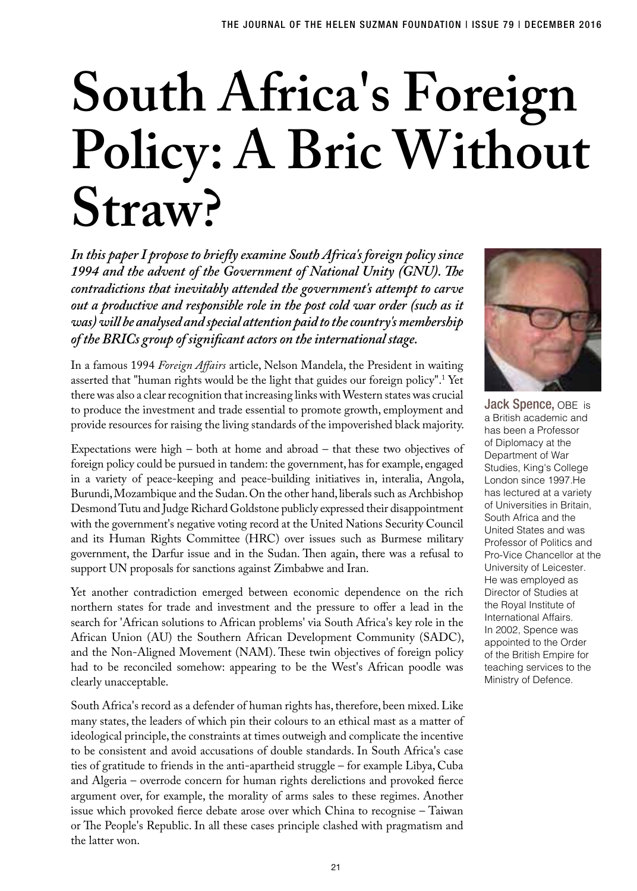# South Africa's Foreign Policy: A Bric Without Straw?

***In this paper I propose to briefly examine South Africa's foreign policy since 1994 and the advent of the Government of National Unity (GNU). The contradictions that inevitably attended the government's attempt to carve out a productive and responsible role in the post cold war order (such as it was) will be analysed and special attention paid to the country's membership of the BRICs group of significant actors on the international stage.***

**Jack Spence,** OBE is a British academic and has been a Professor of Diplomacy at the Department of War Studies, King's College London since 1997.He has lectured at a variety of Universities in Britain, South Africa and the United States and was Professor of Politics and Pro-Vice Chancellor at the University of Leicester. He was employed as Director of Studies at the Royal Institute of International Affairs. In 2002, Spence was appointed to the Order of the British Empire for teaching services to the Ministry of Defence.

In a famous 1994 *Foreign Affairs* article, Nelson Mandela, the President in waiting asserted that "human rights would be the light that guides our foreign policy".[1] Yet there was also a clear recognition that increasing links with Western states was crucial to produce the investment and trade essential to promote growth, employment and provide resources for raising the living standards of the impoverished black majority.

Expectations were high – both at home and abroad – that these two objectives of foreign policy could be pursued in tandem: the government, has for example, engaged in a variety of peace-keeping and peace-building initiatives in, interalia, Angola, Burundi, Mozambique and the Sudan. On the other hand, liberals such as Archbishop Desmond Tutu and Judge Richard Goldstone publicly expressed their disappointment with the government's negative voting record at the United Nations Security Council and its Human Rights Committee (HRC) over issues such as Burmese military government, the Darfur issue and in the Sudan. Then again, there was a refusal to support UN proposals for sanctions against Zimbabwe and Iran.

Yet another contradiction emerged between economic dependence on the rich northern states for trade and investment and the pressure to offer a lead in the search for 'African solutions to African problems' via South Africa's key role in the African Union (AU) the Southern African Development Community (SADC), and the Non-Aligned Movement (NAM). These twin objectives of foreign policy had to be reconciled somehow: appearing to be the West's African poodle was clearly unacceptable.

South Africa's record as a defender of human rights has, therefore, been mixed. Like many states, the leaders of which pin their colours to an ethical mast as a matter of ideological principle, the constraints at times outweigh and complicate the incentive to be consistent and avoid accusations of double standards. In South Africa's case ties of gratitude to friends in the anti-apartheid struggle – for example Libya, Cuba and Algeria – overrode concern for human rights derelictions and provoked fierce argument over, for example, the morality of arms sales to these regimes. Another issue which provoked fierce debate arose over which China to recognise – Taiwan or The People's Republic. In all these cases principle clashed with pragmatism and the latter won.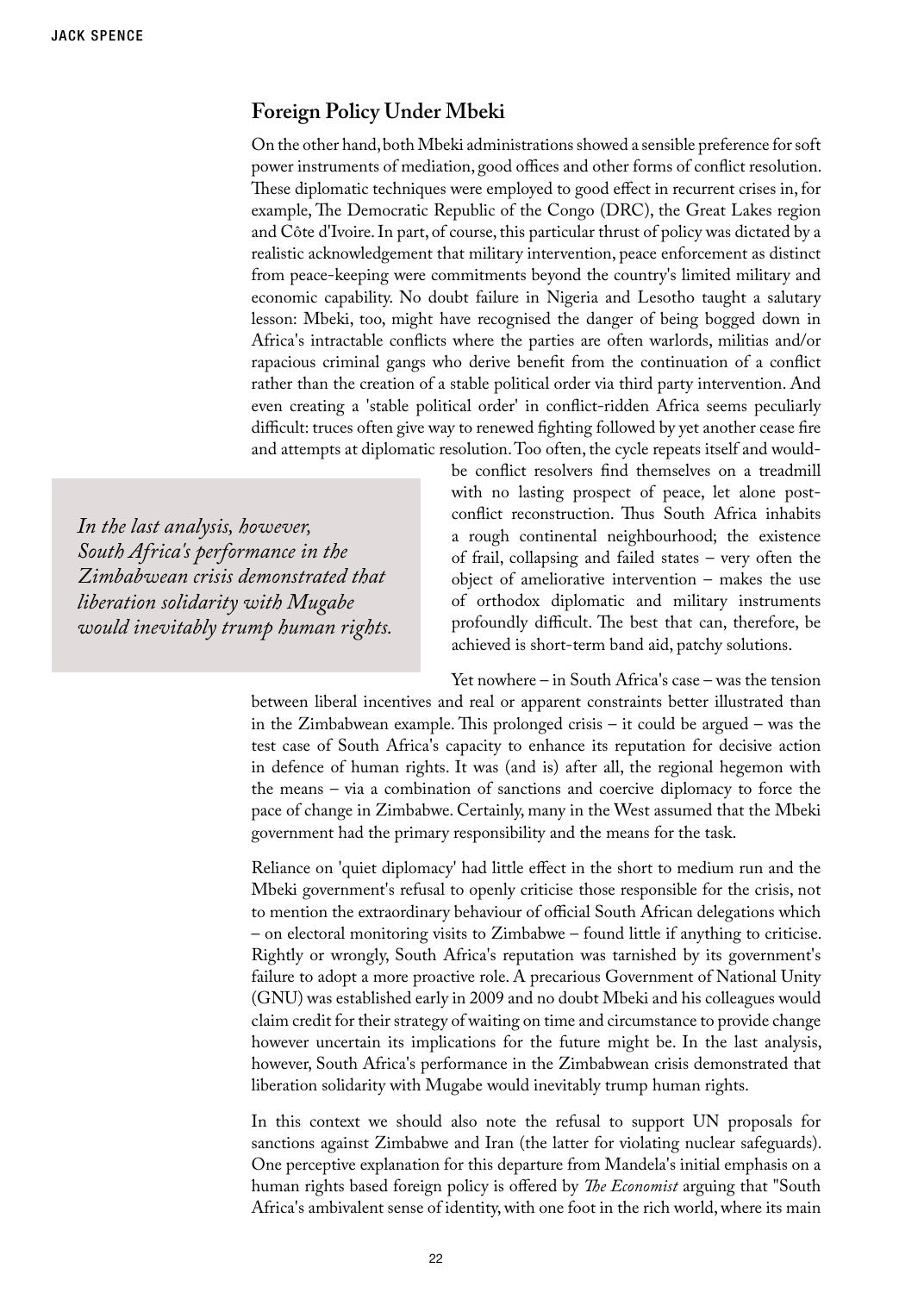## Foreign Policy Under Mbeki

On the other hand, both Mbeki administrations showed a sensible preference for soft power instruments of mediation, good offices and other forms of conflict resolution. These diplomatic techniques were employed to good effect in recurrent crises in, for example, The Democratic Republic of the Congo (DRC), the Great Lakes region and Côte d'Ivoire. In part, of course, this particular thrust of policy was dictated by a realistic acknowledgement that military intervention, peace enforcement as distinct from peace-keeping were commitments beyond the country's limited military and economic capability. No doubt failure in Nigeria and Lesotho taught a salutary lesson: Mbeki, too, might have recognised the danger of being bogged down in Africa's intractable conflicts where the parties are often warlords, militias and/or rapacious criminal gangs who derive benefit from the continuation of a conflict rather than the creation of a stable political order via third party intervention. And even creating a 'stable political order' in conflict-ridden Africa seems peculiarly difficult: truces often give way to renewed fighting followed by yet another cease fire and attempts at diplomatic resolution. Too often, the cycle repeats itself and would-be conflict resolvers find themselves on a treadmill with no lasting prospect of peace, let alone post-conflict reconstruction. Thus South Africa inhabits a rough continental neighbourhood; the existence of frail, collapsing and failed states – very often the object of ameliorative intervention – makes the use of orthodox diplomatic and military instruments profoundly difficult. The best that can, therefore, be achieved is short-term band aid, patchy solutions.

> *In the last analysis, however, South Africa's performance in the Zimbabwean crisis demonstrated that liberation solidarity with Mugabe would inevitably trump human rights.*

Yet nowhere – in South Africa's case – was the tension between liberal incentives and real or apparent constraints better illustrated than in the Zimbabwean example. This prolonged crisis – it could be argued – was the test case of South Africa's capacity to enhance its reputation for decisive action in defence of human rights. It was (and is) after all, the regional hegemon with the means – via a combination of sanctions and coercive diplomacy to force the pace of change in Zimbabwe. Certainly, many in the West assumed that the Mbeki government had the primary responsibility and the means for the task.

Reliance on 'quiet diplomacy' had little effect in the short to medium run and the Mbeki government's refusal to openly criticise those responsible for the crisis, not to mention the extraordinary behaviour of official South African delegations which – on electoral monitoring visits to Zimbabwe – found little if anything to criticise. Rightly or wrongly, South Africa's reputation was tarnished by its government's failure to adopt a more proactive role. A precarious Government of National Unity (GNU) was established early in 2009 and no doubt Mbeki and his colleagues would claim credit for their strategy of waiting on time and circumstance to provide change however uncertain its implications for the future might be. In the last analysis, however, South Africa's performance in the Zimbabwean crisis demonstrated that liberation solidarity with Mugabe would inevitably trump human rights.

In this context we should also note the refusal to support UN proposals for sanctions against Zimbabwe and Iran (the latter for violating nuclear safeguards). One perceptive explanation for this departure from Mandela's initial emphasis on a human rights based foreign policy is offered by *The Economist* arguing that "South Africa's ambivalent sense of identity, with one foot in the rich world, where its main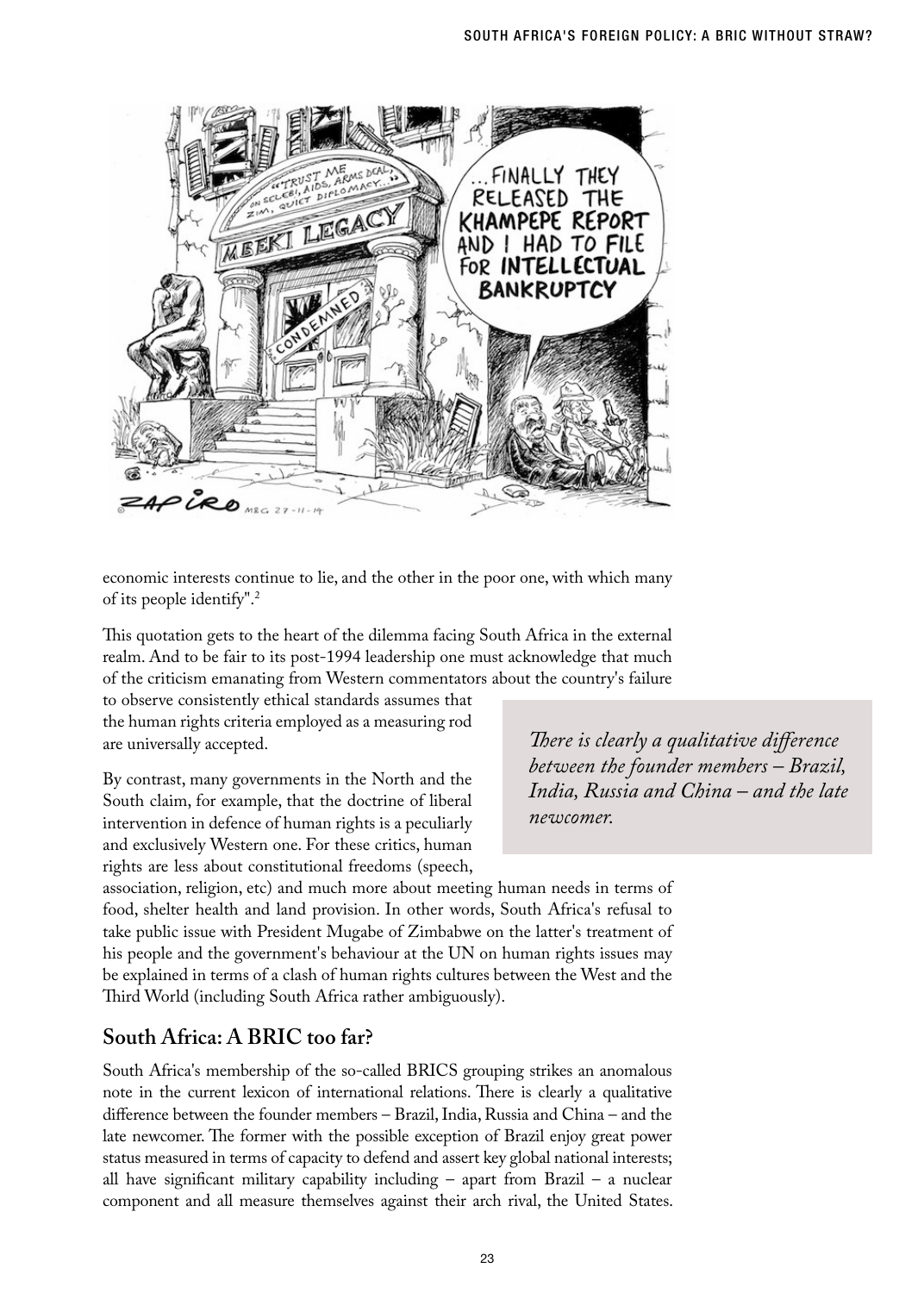economic interests continue to lie, and the other in the poor one, with which many of its people identify".[2]

This quotation gets to the heart of the dilemma facing South Africa in the external realm. And to be fair to its post-1994 leadership one must acknowledge that much of the criticism emanating from Western commentators about the country's failure to observe consistently ethical standards assumes that the human rights criteria employed as a measuring rod are universally accepted.

By contrast, many governments in the North and the South claim, for example, that the doctrine of liberal intervention in defence of human rights is a peculiarly and exclusively Western one. For these critics, human rights are less about constitutional freedoms (speech, association, religion, etc) and much more about meeting human needs in terms of food, shelter health and land provision. In other words, South Africa's refusal to take public issue with President Mugabe of Zimbabwe on the latter's treatment of his people and the government's behaviour at the UN on human rights issues may be explained in terms of a clash of human rights cultures between the West and the Third World (including South Africa rather ambiguously).

*There is clearly a qualitative difference between the founder members – Brazil, India, Russia and China – and the late newcomer.*

## South Africa: A BRIC too far?

South Africa's membership of the so-called BRICS grouping strikes an anomalous note in the current lexicon of international relations. There is clearly a qualitative difference between the founder members – Brazil, India, Russia and China – and the late newcomer. The former with the possible exception of Brazil enjoy great power status measured in terms of capacity to defend and assert key global national interests; all have significant military capability including – apart from Brazil – a nuclear component and all measure themselves against their arch rival, the United States.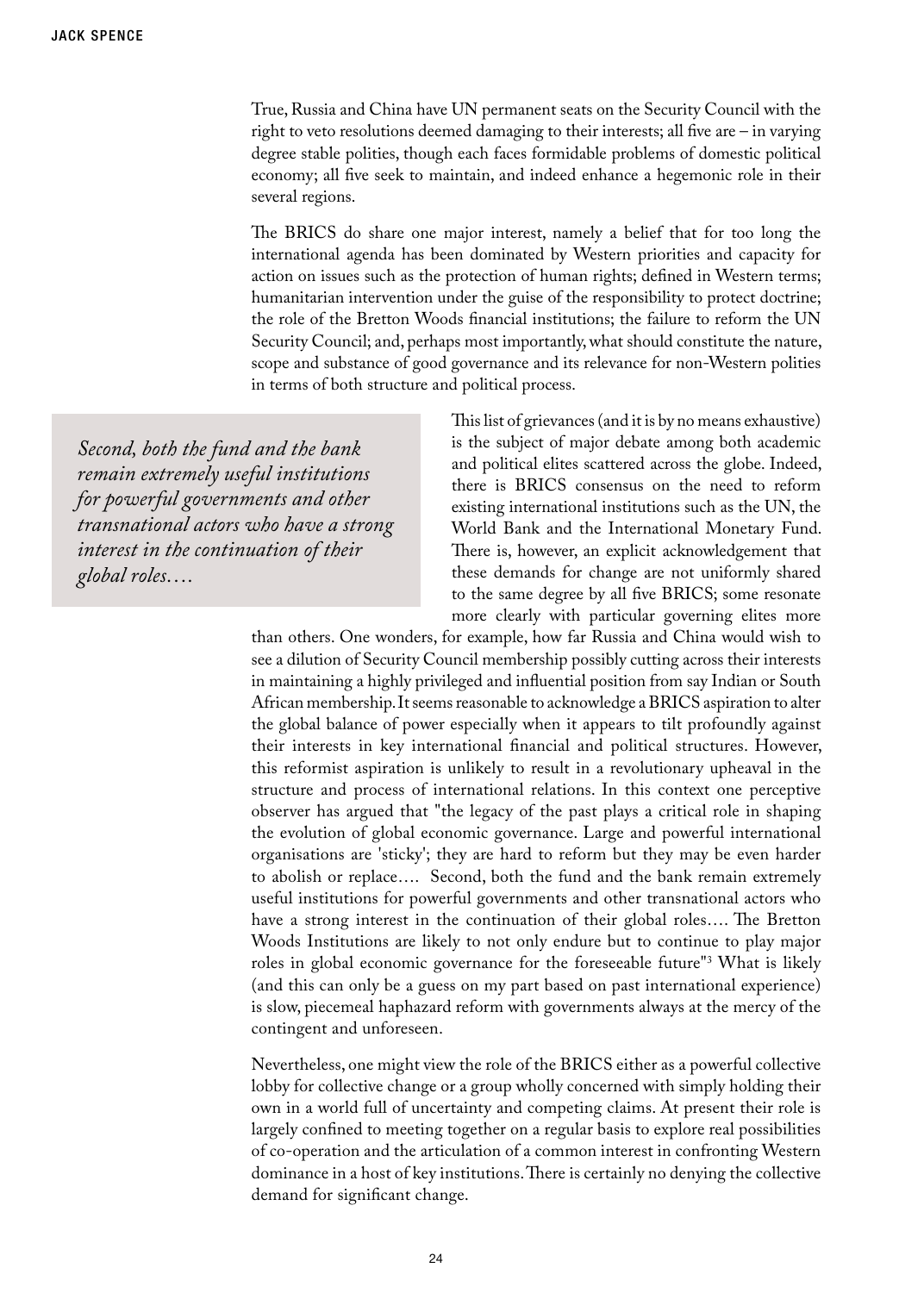True, Russia and China have UN permanent seats on the Security Council with the right to veto resolutions deemed damaging to their interests; all five are – in varying degree stable polities, though each faces formidable problems of domestic political economy; all five seek to maintain, and indeed enhance a hegemonic role in their several regions.

The BRICS do share one major interest, namely a belief that for too long the international agenda has been dominated by Western priorities and capacity for action on issues such as the protection of human rights; defined in Western terms; humanitarian intervention under the guise of the responsibility to protect doctrine; the role of the Bretton Woods financial institutions; the failure to reform the UN Security Council; and, perhaps most importantly, what should constitute the nature, scope and substance of good governance and its relevance for non-Western polities in terms of both structure and political process.

> *Second, both the fund and the bank remain extremely useful institutions for powerful governments and other transnational actors who have a strong interest in the continuation of their global roles….*

This list of grievances (and it is by no means exhaustive) is the subject of major debate among both academic and political elites scattered across the globe. Indeed, there is BRICS consensus on the need to reform existing international institutions such as the UN, the World Bank and the International Monetary Fund. There is, however, an explicit acknowledgement that these demands for change are not uniformly shared to the same degree by all five BRICS; some resonate more clearly with particular governing elites more than others. One wonders, for example, how far Russia and China would wish to see a dilution of Security Council membership possibly cutting across their interests in maintaining a highly privileged and influential position from say Indian or South African membership. It seems reasonable to acknowledge a BRICS aspiration to alter the global balance of power especially when it appears to tilt profoundly against their interests in key international financial and political structures. However, this reformist aspiration is unlikely to result in a revolutionary upheaval in the structure and process of international relations. In this context one perceptive observer has argued that "the legacy of the past plays a critical role in shaping the evolution of global economic governance. Large and powerful international organisations are 'sticky'; they are hard to reform but they may be even harder to abolish or replace…. Second, both the fund and the bank remain extremely useful institutions for powerful governments and other transnational actors who have a strong interest in the continuation of their global roles…. The Bretton Woods Institutions are likely to not only endure but to continue to play major roles in global economic governance for the foreseeable future"[3] What is likely (and this can only be a guess on my part based on past international experience) is slow, piecemeal haphazard reform with governments always at the mercy of the contingent and unforeseen.

Nevertheless, one might view the role of the BRICS either as a powerful collective lobby for collective change or a group wholly concerned with simply holding their own in a world full of uncertainty and competing claims. At present their role is largely confined to meeting together on a regular basis to explore real possibilities of co-operation and the articulation of a common interest in confronting Western dominance in a host of key institutions. There is certainly no denying the collective demand for significant change.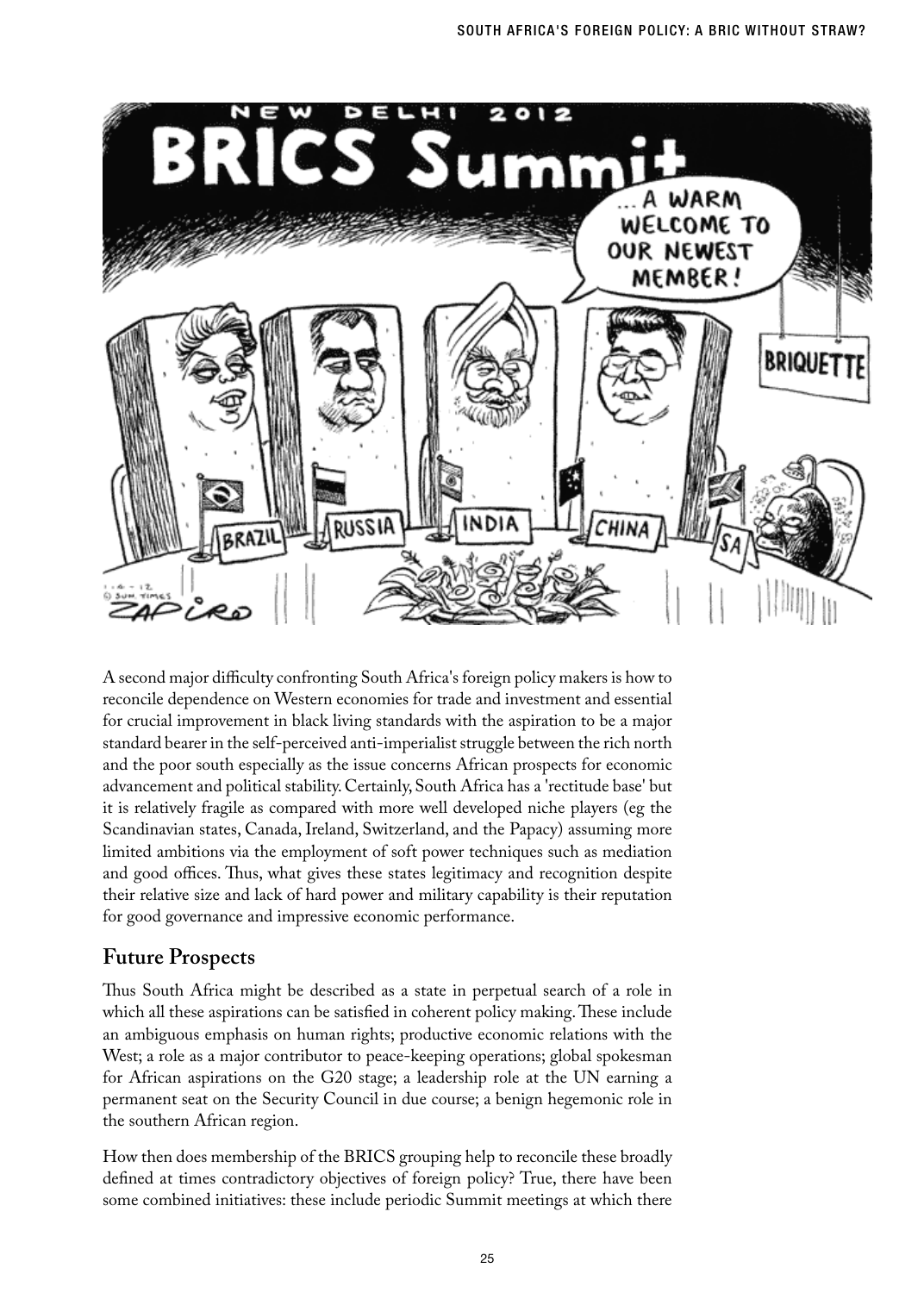A second major difficulty confronting South Africa's foreign policy makers is how to reconcile dependence on Western economies for trade and investment and essential for crucial improvement in black living standards with the aspiration to be a major standard bearer in the self-perceived anti-imperialist struggle between the rich north and the poor south especially as the issue concerns African prospects for economic advancement and political stability. Certainly, South Africa has a 'rectitude base' but it is relatively fragile as compared with more well developed niche players (eg the Scandinavian states, Canada, Ireland, Switzerland, and the Papacy) assuming more limited ambitions via the employment of soft power techniques such as mediation and good offices. Thus, what gives these states legitimacy and recognition despite their relative size and lack of hard power and military capability is their reputation for good governance and impressive economic performance.

## Future Prospects

Thus South Africa might be described as a state in perpetual search of a role in which all these aspirations can be satisfied in coherent policy making. These include an ambiguous emphasis on human rights; productive economic relations with the West; a role as a major contributor to peace-keeping operations; global spokesman for African aspirations on the G20 stage; a leadership role at the UN earning a permanent seat on the Security Council in due course; a benign hegemonic role in the southern African region.

How then does membership of the BRICS grouping help to reconcile these broadly defined at times contradictory objectives of foreign policy? True, there have been some combined initiatives: these include periodic Summit meetings at which there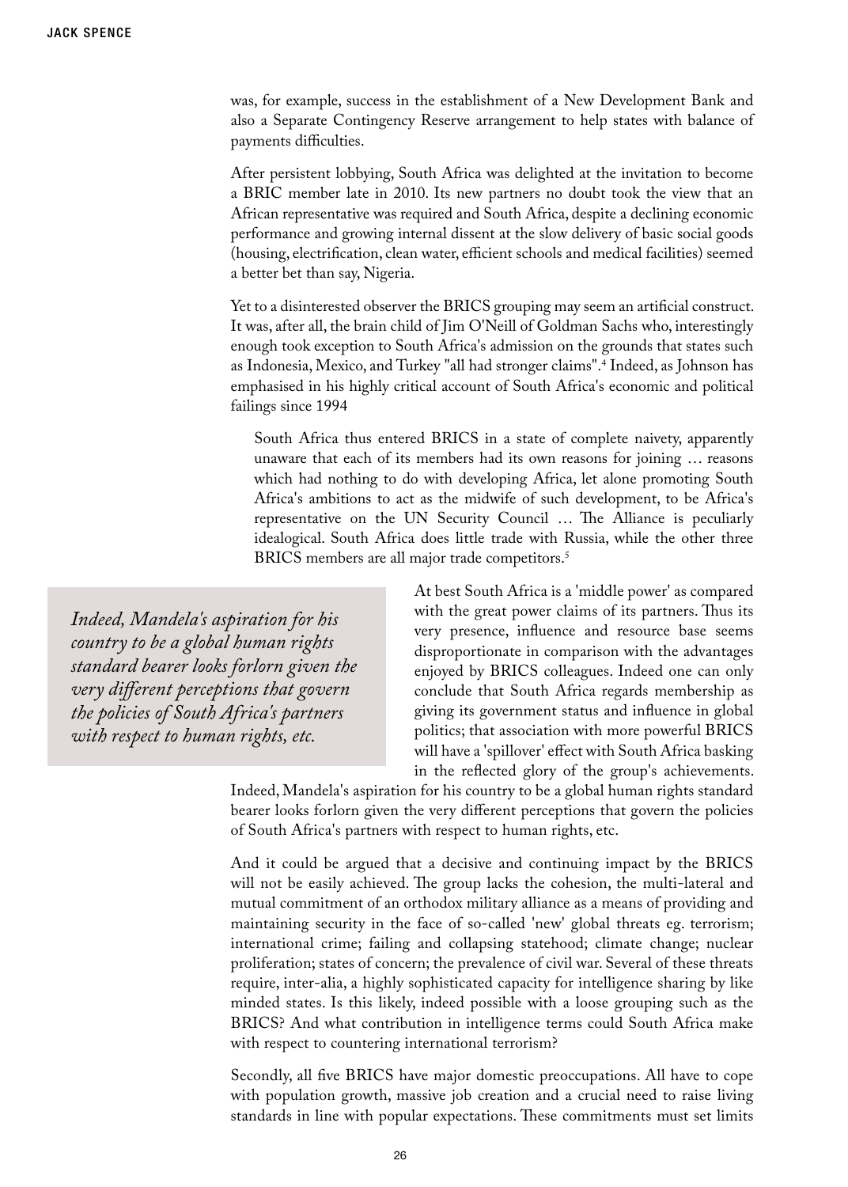was, for example, success in the establishment of a New Development Bank and also a Separate Contingency Reserve arrangement to help states with balance of payments difficulties.

After persistent lobbying, South Africa was delighted at the invitation to become a BRIC member late in 2010. Its new partners no doubt took the view that an African representative was required and South Africa, despite a declining economic performance and growing internal dissent at the slow delivery of basic social goods (housing, electrification, clean water, efficient schools and medical facilities) seemed a better bet than say, Nigeria.

Yet to a disinterested observer the BRICS grouping may seem an artificial construct. It was, after all, the brain child of Jim O'Neill of Goldman Sachs who, interestingly enough took exception to South Africa's admission on the grounds that states such as Indonesia, Mexico, and Turkey "all had stronger claims".[4] Indeed, as Johnson has emphasised in his highly critical account of South Africa's economic and political failings since 1994

> South Africa thus entered BRICS in a state of complete naivety, apparently unaware that each of its members had its own reasons for joining … reasons which had nothing to do with developing Africa, let alone promoting South Africa's ambitions to act as the midwife of such development, to be Africa's representative on the UN Security Council … The Alliance is peculiarly idealogical. South Africa does little trade with Russia, while the other three BRICS members are all major trade competitors.[5]

> *Indeed, Mandela's aspiration for his country to be a global human rights standard bearer looks forlorn given the very different perceptions that govern the policies of South Africa's partners with respect to human rights, etc.*

At best South Africa is a 'middle power' as compared with the great power claims of its partners. Thus its very presence, influence and resource base seems disproportionate in comparison with the advantages enjoyed by BRICS colleagues. Indeed one can only conclude that South Africa regards membership as giving its government status and influence in global politics; that association with more powerful BRICS will have a 'spillover' effect with South Africa basking in the reflected glory of the group's achievements. Indeed, Mandela's aspiration for his country to be a global human rights standard bearer looks forlorn given the very different perceptions that govern the policies of South Africa's partners with respect to human rights, etc.

And it could be argued that a decisive and continuing impact by the BRICS will not be easily achieved. The group lacks the cohesion, the multi-lateral and mutual commitment of an orthodox military alliance as a means of providing and maintaining security in the face of so-called 'new' global threats eg. terrorism; international crime; failing and collapsing statehood; climate change; nuclear proliferation; states of concern; the prevalence of civil war. Several of these threats require, inter-alia, a highly sophisticated capacity for intelligence sharing by like minded states. Is this likely, indeed possible with a loose grouping such as the BRICS? And what contribution in intelligence terms could South Africa make with respect to countering international terrorism?

Secondly, all five BRICS have major domestic preoccupations. All have to cope with population growth, massive job creation and a crucial need to raise living standards in line with popular expectations. These commitments must set limits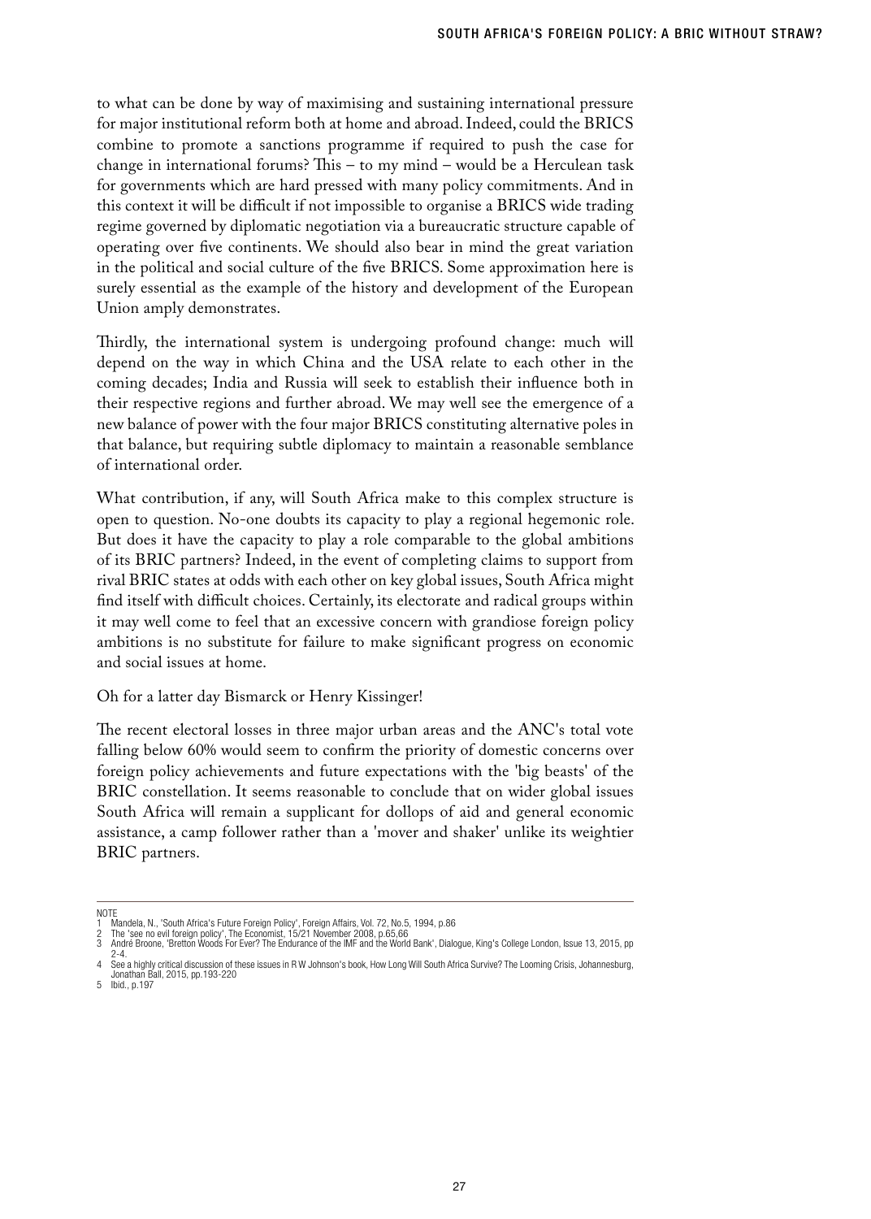to what can be done by way of maximising and sustaining international pressure for major institutional reform both at home and abroad. Indeed, could the BRICS combine to promote a sanctions programme if required to push the case for change in international forums? This – to my mind – would be a Herculean task for governments which are hard pressed with many policy commitments. And in this context it will be difficult if not impossible to organise a BRICS wide trading regime governed by diplomatic negotiation via a bureaucratic structure capable of operating over five continents. We should also bear in mind the great variation in the political and social culture of the five BRICS. Some approximation here is surely essential as the example of the history and development of the European Union amply demonstrates.

Thirdly, the international system is undergoing profound change: much will depend on the way in which China and the USA relate to each other in the coming decades; India and Russia will seek to establish their influence both in their respective regions and further abroad. We may well see the emergence of a new balance of power with the four major BRICS constituting alternative poles in that balance, but requiring subtle diplomacy to maintain a reasonable semblance of international order.

What contribution, if any, will South Africa make to this complex structure is open to question. No-one doubts its capacity to play a regional hegemonic role. But does it have the capacity to play a role comparable to the global ambitions of its BRIC partners? Indeed, in the event of completing claims to support from rival BRIC states at odds with each other on key global issues, South Africa might find itself with difficult choices. Certainly, its electorate and radical groups within it may well come to feel that an excessive concern with grandiose foreign policy ambitions is no substitute for failure to make significant progress on economic and social issues at home.

Oh for a latter day Bismarck or Henry Kissinger!

The recent electoral losses in three major urban areas and the ANC's total vote falling below 60% would seem to confirm the priority of domestic concerns over foreign policy achievements and future expectations with the 'big beasts' of the BRIC constellation. It seems reasonable to conclude that on wider global issues South Africa will remain a supplicant for dollops of aid and general economic assistance, a camp follower rather than a 'mover and shaker' unlike its weightier BRIC partners.

---

NOTE

1 Mandela, N., 'South Africa's Future Foreign Policy', Foreign Affairs, Vol. 72, No.5, 1994, p.86

2 The 'see no evil foreign policy', The Economist, 15/21 November 2008, p.65,66

3 André Broone, 'Bretton Woods For Ever? The Endurance of the IMF and the World Bank', Dialogue, King's College London, Issue 13, 2015, pp 2-4.

4 See a highly critical discussion of these issues in R W Johnson's book, How Long Will South Africa Survive? The Looming Crisis, Johannesburg, Jonathan Ball, 2015, pp.193-220

5 Ibid., p.197